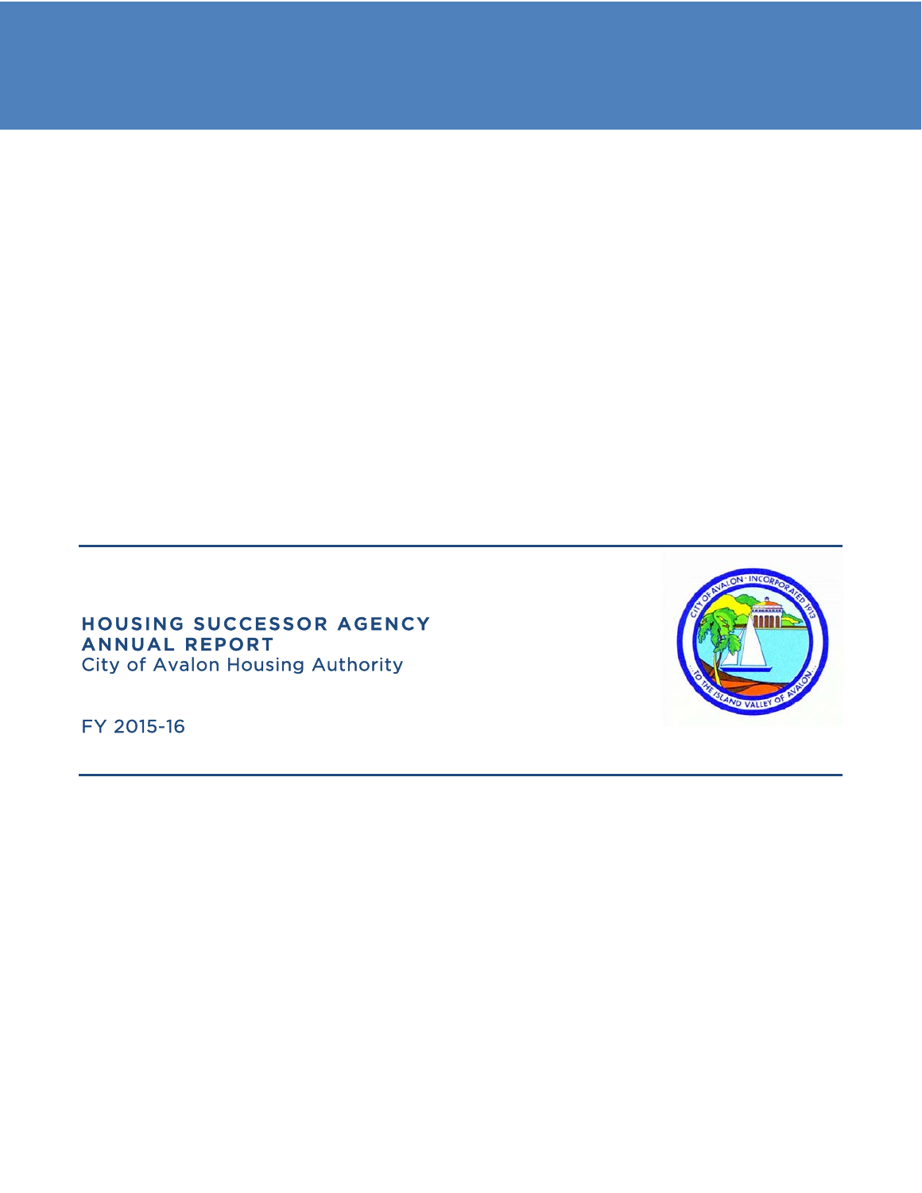# HOUSING SUCCESSOR AGENCY ANNUAL REPORT

City of Avalon Housing Authority

FY 2015-16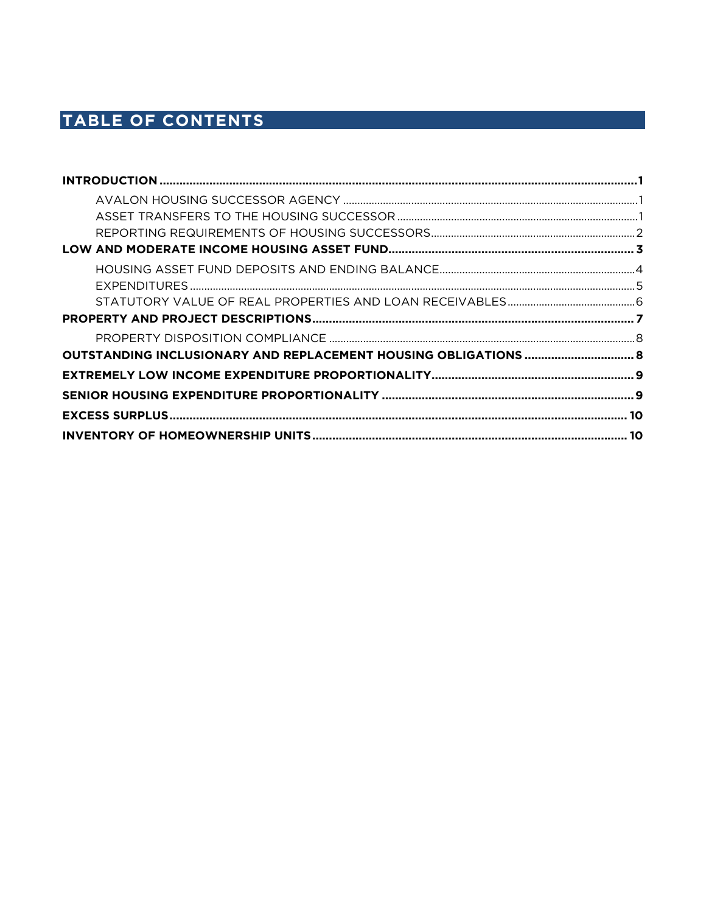# TABLE OF CONTENTS

**INTRODUCTION** .......... **1**

- AVALON HOUSING SUCCESSOR AGENCY .......... 1
- ASSET TRANSFERS TO THE HOUSING SUCCESSOR .......... 1
- REPORTING REQUIREMENTS OF HOUSING SUCCESSORS .......... 2

**LOW AND MODERATE INCOME HOUSING ASSET FUND** .......... **3**

- HOUSING ASSET FUND DEPOSITS AND ENDING BALANCE .......... 4
- EXPENDITURES .......... 5
- STATUTORY VALUE OF REAL PROPERTIES AND LOAN RECEIVABLES .......... 6

**PROPERTY AND PROJECT DESCRIPTIONS** .......... **7**

- PROPERTY DISPOSITION COMPLIANCE .......... 8

**OUTSTANDING INCLUSIONARY AND REPLACEMENT HOUSING OBLIGATIONS** .......... **8**

**EXTREMELY LOW INCOME EXPENDITURE PROPORTIONALITY** .......... **9**

**SENIOR HOUSING EXPENDITURE PROPORTIONALITY** .......... **9**

**EXCESS SURPLUS** .......... **10**

**INVENTORY OF HOMEOWNERSHIP UNITS** .......... **10**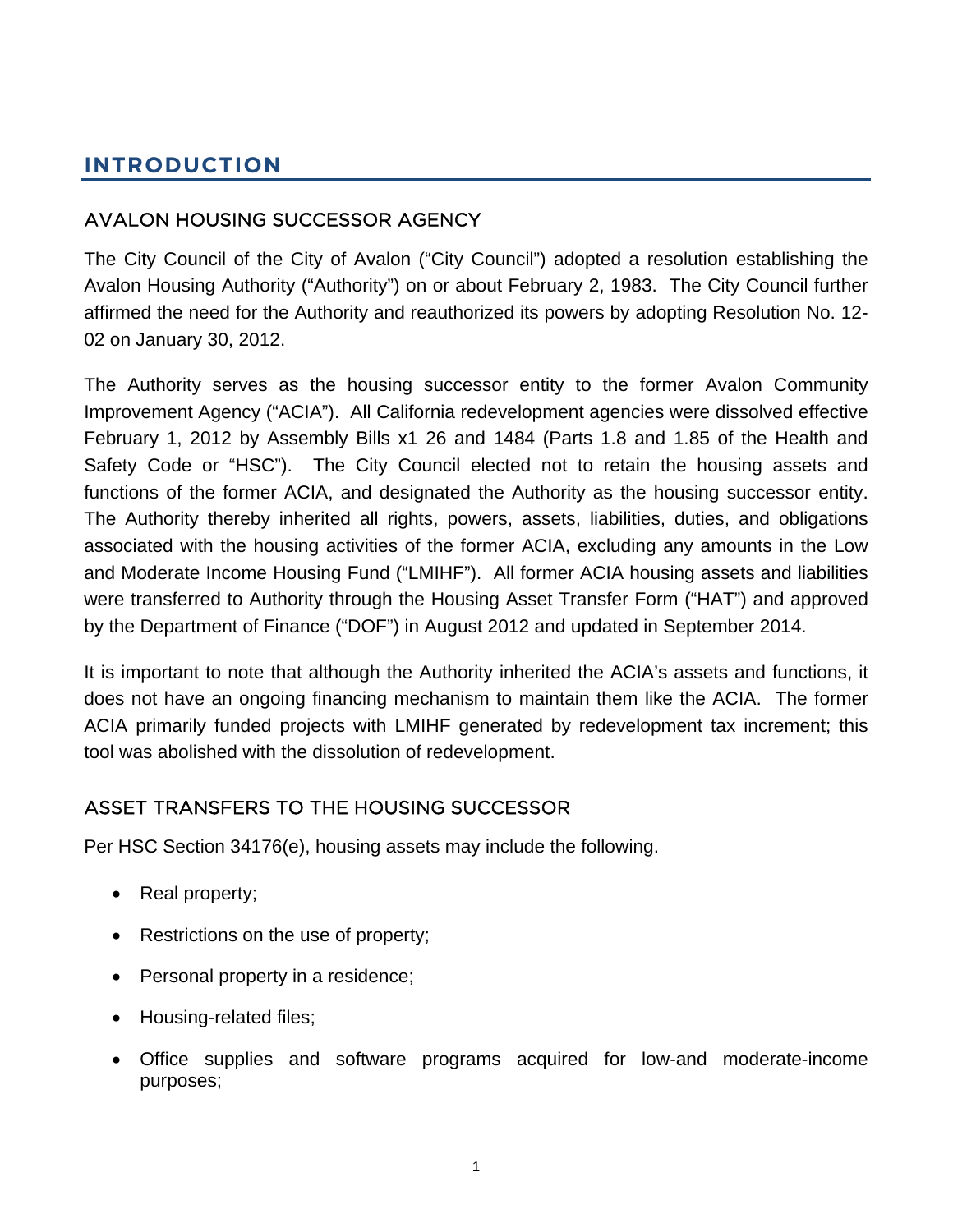# INTRODUCTION

## AVALON HOUSING SUCCESSOR AGENCY

The City Council of the City of Avalon ("City Council") adopted a resolution establishing the Avalon Housing Authority ("Authority") on or about February 2, 1983. The City Council further affirmed the need for the Authority and reauthorized its powers by adopting Resolution No. 12-02 on January 30, 2012.

The Authority serves as the housing successor entity to the former Avalon Community Improvement Agency ("ACIA"). All California redevelopment agencies were dissolved effective February 1, 2012 by Assembly Bills x1 26 and 1484 (Parts 1.8 and 1.85 of the Health and Safety Code or "HSC"). The City Council elected not to retain the housing assets and functions of the former ACIA, and designated the Authority as the housing successor entity. The Authority thereby inherited all rights, powers, assets, liabilities, duties, and obligations associated with the housing activities of the former ACIA, excluding any amounts in the Low and Moderate Income Housing Fund ("LMIHF"). All former ACIA housing assets and liabilities were transferred to Authority through the Housing Asset Transfer Form ("HAT") and approved by the Department of Finance ("DOF") in August 2012 and updated in September 2014.

It is important to note that although the Authority inherited the ACIA's assets and functions, it does not have an ongoing financing mechanism to maintain them like the ACIA. The former ACIA primarily funded projects with LMIHF generated by redevelopment tax increment; this tool was abolished with the dissolution of redevelopment.

## ASSET TRANSFERS TO THE HOUSING SUCCESSOR

Per HSC Section 34176(e), housing assets may include the following.

- Real property;
- Restrictions on the use of property;
- Personal property in a residence;
- Housing-related files;
- Office supplies and software programs acquired for low-and moderate-income purposes;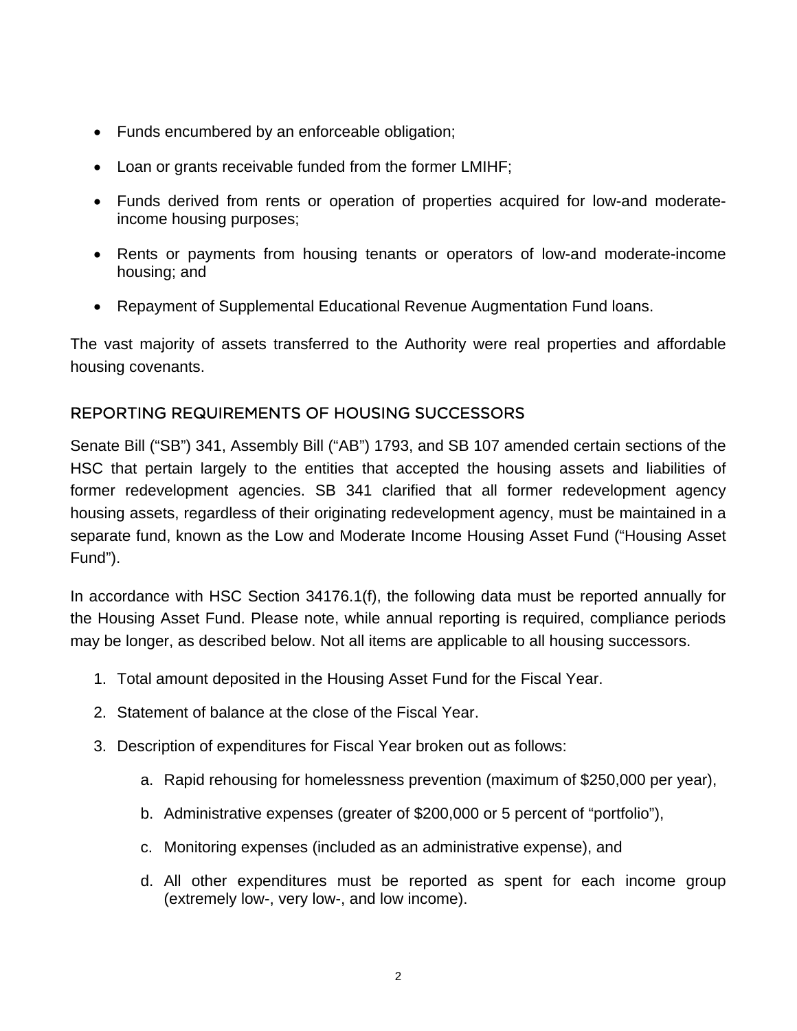- Funds encumbered by an enforceable obligation;
- Loan or grants receivable funded from the former LMIHF;
- Funds derived from rents or operation of properties acquired for low-and moderate-income housing purposes;
- Rents or payments from housing tenants or operators of low-and moderate-income housing; and
- Repayment of Supplemental Educational Revenue Augmentation Fund loans.

The vast majority of assets transferred to the Authority were real properties and affordable housing covenants.

## REPORTING REQUIREMENTS OF HOUSING SUCCESSORS

Senate Bill ("SB") 341, Assembly Bill ("AB") 1793, and SB 107 amended certain sections of the HSC that pertain largely to the entities that accepted the housing assets and liabilities of former redevelopment agencies. SB 341 clarified that all former redevelopment agency housing assets, regardless of their originating redevelopment agency, must be maintained in a separate fund, known as the Low and Moderate Income Housing Asset Fund ("Housing Asset Fund").

In accordance with HSC Section 34176.1(f), the following data must be reported annually for the Housing Asset Fund. Please note, while annual reporting is required, compliance periods may be longer, as described below. Not all items are applicable to all housing successors.

1. Total amount deposited in the Housing Asset Fund for the Fiscal Year.
2. Statement of balance at the close of the Fiscal Year.
3. Description of expenditures for Fiscal Year broken out as follows:
    a. Rapid rehousing for homelessness prevention (maximum of $250,000 per year),
    b. Administrative expenses (greater of $200,000 or 5 percent of "portfolio"),
    c. Monitoring expenses (included as an administrative expense), and
    d. All other expenditures must be reported as spent for each income group (extremely low-, very low-, and low income).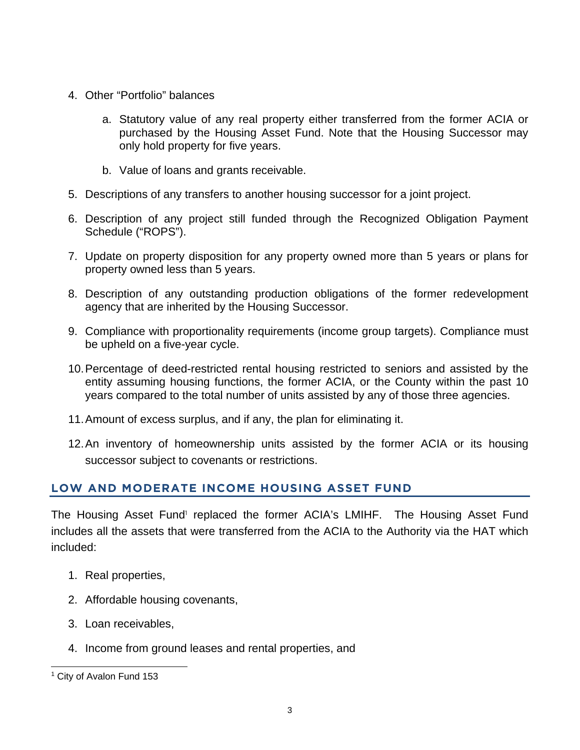4. Other “Portfolio” balances

    a. Statutory value of any real property either transferred from the former ACIA or purchased by the Housing Asset Fund. Note that the Housing Successor may only hold property for five years.

    b. Value of loans and grants receivable.

5. Descriptions of any transfers to another housing successor for a joint project.

6. Description of any project still funded through the Recognized Obligation Payment Schedule (“ROPS”).

7. Update on property disposition for any property owned more than 5 years or plans for property owned less than 5 years.

8. Description of any outstanding production obligations of the former redevelopment agency that are inherited by the Housing Successor.

9. Compliance with proportionality requirements (income group targets). Compliance must be upheld on a five-year cycle.

10. Percentage of deed-restricted rental housing restricted to seniors and assisted by the entity assuming housing functions, the former ACIA, or the County within the past 10 years compared to the total number of units assisted by any of those three agencies.

11. Amount of excess surplus, and if any, the plan for eliminating it.

12. An inventory of homeownership units assisted by the former ACIA or its housing successor subject to covenants or restrictions.

## LOW AND MODERATE INCOME HOUSING ASSET FUND

The Housing Asset Fund[1] replaced the former ACIA’s LMIHF. The Housing Asset Fund includes all the assets that were transferred from the ACIA to the Authority via the HAT which included:

1. Real properties,
2. Affordable housing covenants,
3. Loan receivables,
4. Income from ground leases and rental properties, and

[1] City of Avalon Fund 153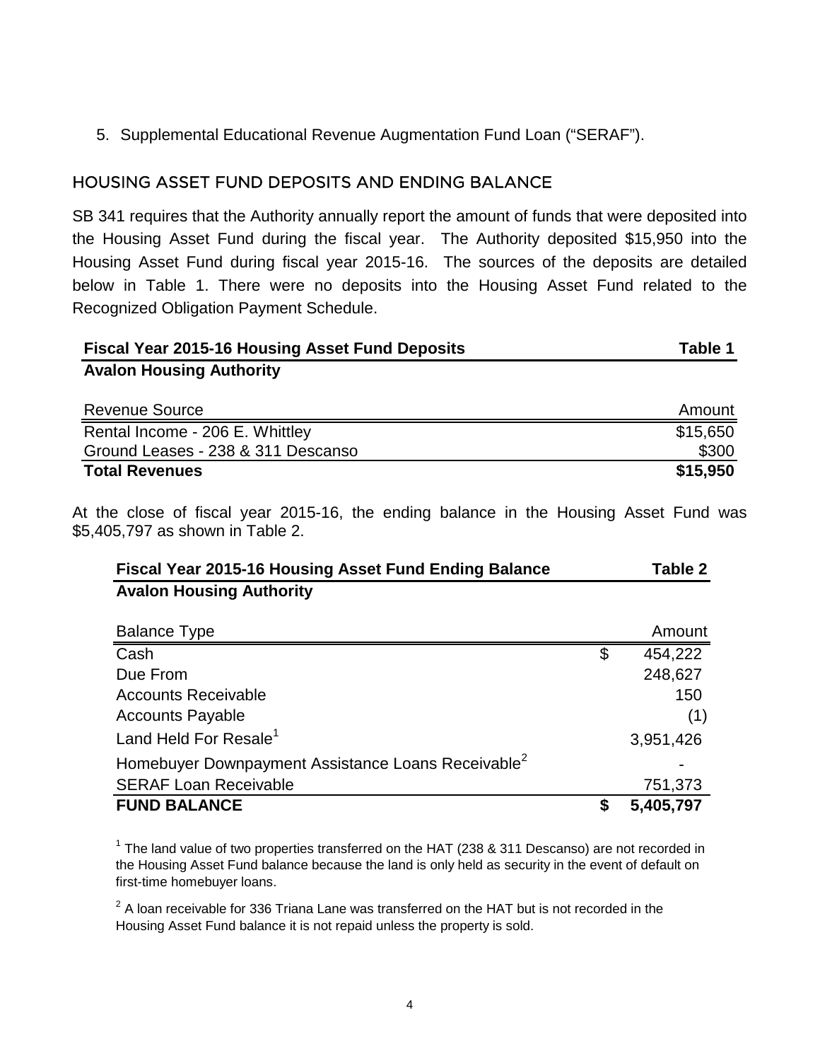5. Supplemental Educational Revenue Augmentation Fund Loan ("SERAF").

## HOUSING ASSET FUND DEPOSITS AND ENDING BALANCE

SB 341 requires that the Authority annually report the amount of funds that were deposited into the Housing Asset Fund during the fiscal year. The Authority deposited $15,950 into the Housing Asset Fund during fiscal year 2015-16. The sources of the deposits are detailed below in Table 1. There were no deposits into the Housing Asset Fund related to the Recognized Obligation Payment Schedule.

**Fiscal Year 2015-16 Housing Asset Fund Deposits** — **Table 1**
**Avalon Housing Authority**

| Revenue Source | Amount |
|---|---|
| Rental Income - 206 E. Whittley | $15,650 |
| Ground Leases - 238 & 311 Descanso | $300 |
| **Total Revenues** | **$15,950** |

At the close of fiscal year 2015-16, the ending balance in the Housing Asset Fund was $5,405,797 as shown in Table 2.

**Fiscal Year 2015-16 Housing Asset Fund Ending Balance** — **Table 2**
**Avalon Housing Authority**

| Balance Type | | Amount |
|---|---|---|
| Cash | $ | 454,222 |
| Due From | | 248,627 |
| Accounts Receivable | | 150 |
| Accounts Payable | | (1) |
| Land Held For Resale[1] | | 3,951,426 |
| Homebuyer Downpayment Assistance Loans Receivable[2] | | - |
| SERAF Loan Receivable | | 751,373 |
| **FUND BALANCE** | **$** | **5,405,797** |

[1] The land value of two properties transferred on the HAT (238 & 311 Descanso) are not recorded in the Housing Asset Fund balance because the land is only held as security in the event of default on first-time homebuyer loans.

[2] A loan receivable for 336 Triana Lane was transferred on the HAT but is not recorded in the Housing Asset Fund balance it is not repaid unless the property is sold.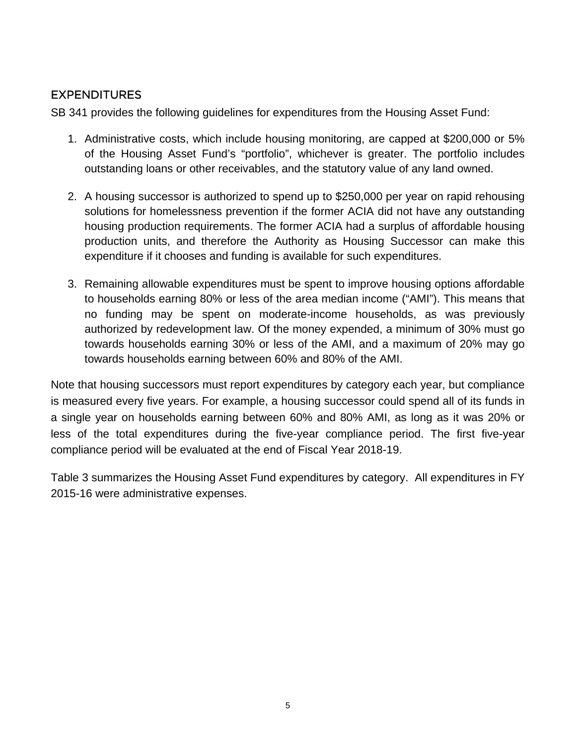## EXPENDITURES

SB 341 provides the following guidelines for expenditures from the Housing Asset Fund:

1. Administrative costs, which include housing monitoring, are capped at $200,000 or 5% of the Housing Asset Fund's "portfolio", whichever is greater. The portfolio includes outstanding loans or other receivables, and the statutory value of any land owned.

2. A housing successor is authorized to spend up to $250,000 per year on rapid rehousing solutions for homelessness prevention if the former ACIA did not have any outstanding housing production requirements. The former ACIA had a surplus of affordable housing production units, and therefore the Authority as Housing Successor can make this expenditure if it chooses and funding is available for such expenditures.

3. Remaining allowable expenditures must be spent to improve housing options affordable to households earning 80% or less of the area median income ("AMI"). This means that no funding may be spent on moderate-income households, as was previously authorized by redevelopment law. Of the money expended, a minimum of 30% must go towards households earning 30% or less of the AMI, and a maximum of 20% may go towards households earning between 60% and 80% of the AMI.

Note that housing successors must report expenditures by category each year, but compliance is measured every five years. For example, a housing successor could spend all of its funds in a single year on households earning between 60% and 80% AMI, as long as it was 20% or less of the total expenditures during the five-year compliance period. The first five-year compliance period will be evaluated at the end of Fiscal Year 2018-19.

Table 3 summarizes the Housing Asset Fund expenditures by category. All expenditures in FY 2015-16 were administrative expenses.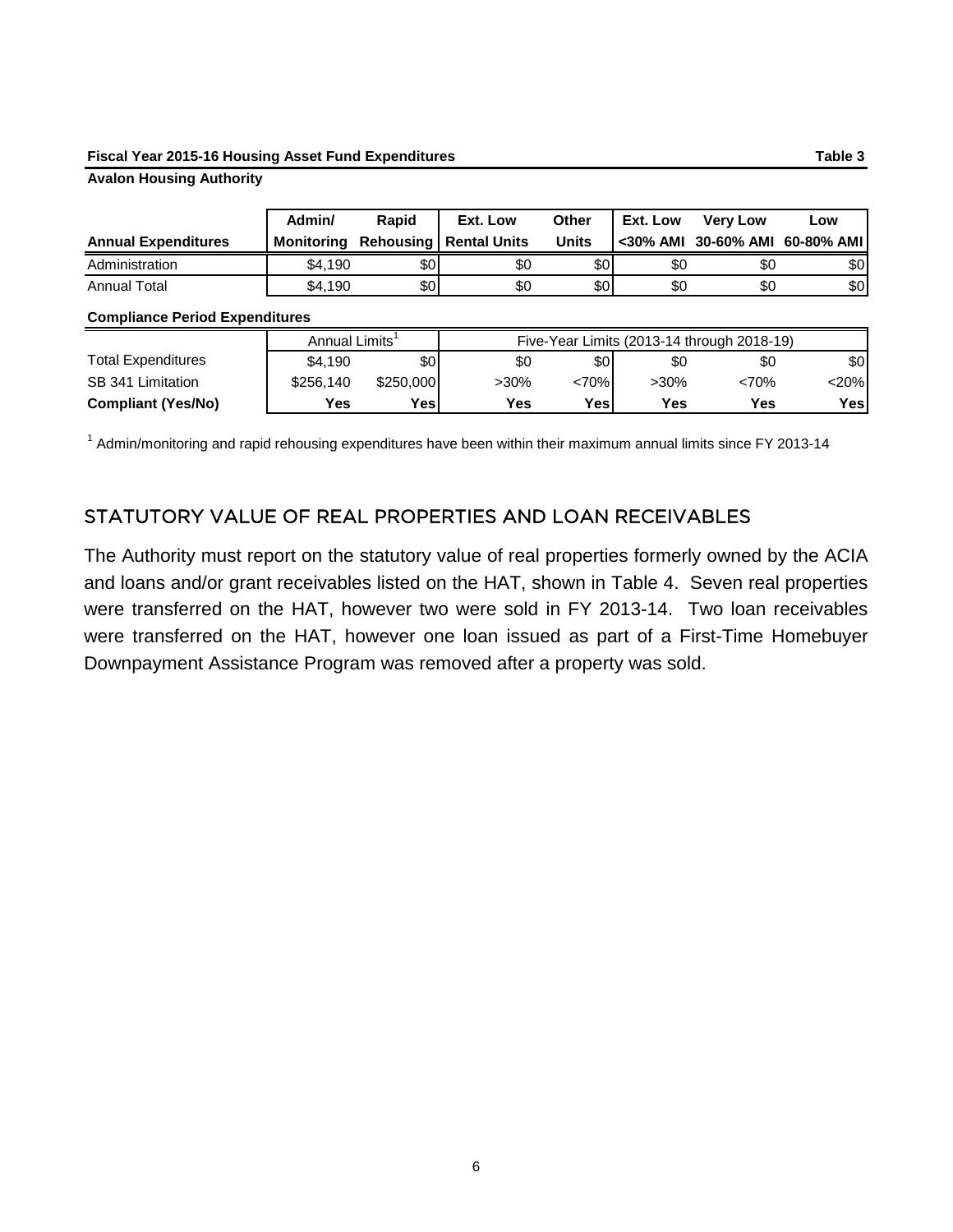**Fiscal Year 2015-16 Housing Asset Fund Expenditures** **Table 3**

**Avalon Housing Authority**

| Annual Expenditures | Admin/ Monitoring | Rapid Rehousing | Ext. Low Rental Units | Other Units | Ext. Low <30% AMI | Very Low 30-60% AMI | Low 60-80% AMI |
|---|---|---|---|---|---|---|---|
| Administration | $4,190 | $0 | $0 | $0 | $0 | $0 | $0 |
| Annual Total | $4,190 | $0 | $0 | $0 | $0 | $0 | $0 |

**Compliance Period Expenditures**

| | Annual Limits[1] | | Five-Year Limits (2013-14 through 2018-19) | | | | |
|---|---|---|---|---|---|---|---|
| Total Expenditures | $4,190 | $0 | $0 | $0 | $0 | $0 | $0 |
| SB 341 Limitation | $256,140 | $250,000 | >30% | <70% | >30% | <70% | <20% |
| **Compliant (Yes/No)** | **Yes** | **Yes** | **Yes** | **Yes** | **Yes** | **Yes** | **Yes** |

[1] Admin/monitoring and rapid rehousing expenditures have been within their maximum annual limits since FY 2013-14

## STATUTORY VALUE OF REAL PROPERTIES AND LOAN RECEIVABLES

The Authority must report on the statutory value of real properties formerly owned by the ACIA and loans and/or grant receivables listed on the HAT, shown in Table 4. Seven real properties were transferred on the HAT, however two were sold in FY 2013-14. Two loan receivables were transferred on the HAT, however one loan issued as part of a First-Time Homebuyer Downpayment Assistance Program was removed after a property was sold.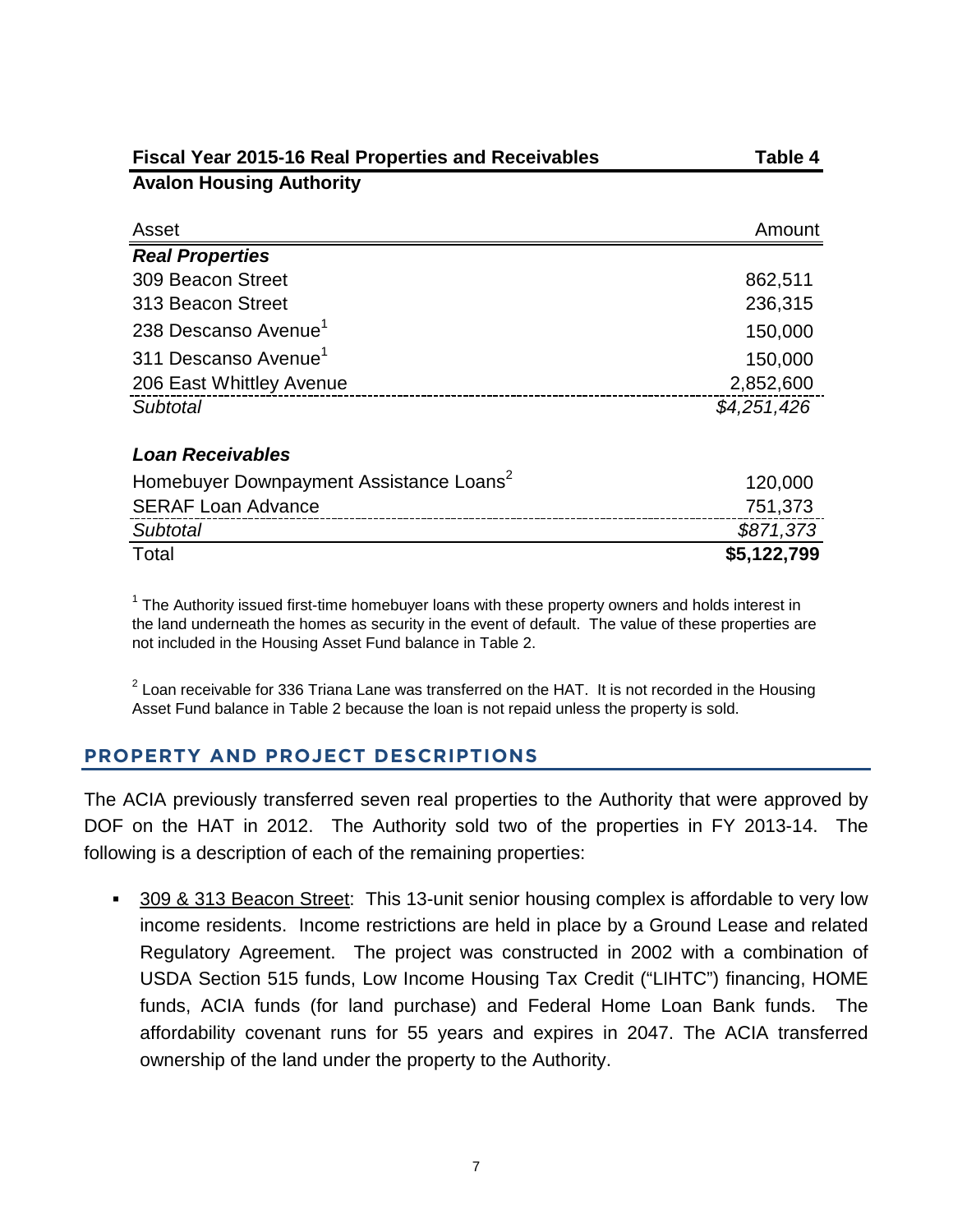**Fiscal Year 2015-16 Real Properties and Receivables** **Table 4**

**Avalon Housing Authority**

| Asset | Amount |
|---|---|
| ***Real Properties*** | |
| 309 Beacon Street | 862,511 |
| 313 Beacon Street | 236,315 |
| 238 Descanso Avenue[1] | 150,000 |
| 311 Descanso Avenue[1] | 150,000 |
| 206 East Whittley Avenue | 2,852,600 |
| *Subtotal* | *$4,251,426* |
| ***Loan Receivables*** | |
| Homebuyer Downpayment Assistance Loans[2] | 120,000 |
| SERAF Loan Advance | 751,373 |
| *Subtotal* | *$871,373* |
| Total | **$5,122,799** |

[1] The Authority issued first-time homebuyer loans with these property owners and holds interest in the land underneath the homes as security in the event of default. The value of these properties are not included in the Housing Asset Fund balance in Table 2.

[2] Loan receivable for 336 Triana Lane was transferred on the HAT. It is not recorded in the Housing Asset Fund balance in Table 2 because the loan is not repaid unless the property is sold.

## PROPERTY AND PROJECT DESCRIPTIONS

The ACIA previously transferred seven real properties to the Authority that were approved by DOF on the HAT in 2012. The Authority sold two of the properties in FY 2013-14. The following is a description of each of the remaining properties:

- 309 & 313 Beacon Street: This 13-unit senior housing complex is affordable to very low income residents. Income restrictions are held in place by a Ground Lease and related Regulatory Agreement. The project was constructed in 2002 with a combination of USDA Section 515 funds, Low Income Housing Tax Credit ("LIHTC") financing, HOME funds, ACIA funds (for land purchase) and Federal Home Loan Bank funds. The affordability covenant runs for 55 years and expires in 2047. The ACIA transferred ownership of the land under the property to the Authority.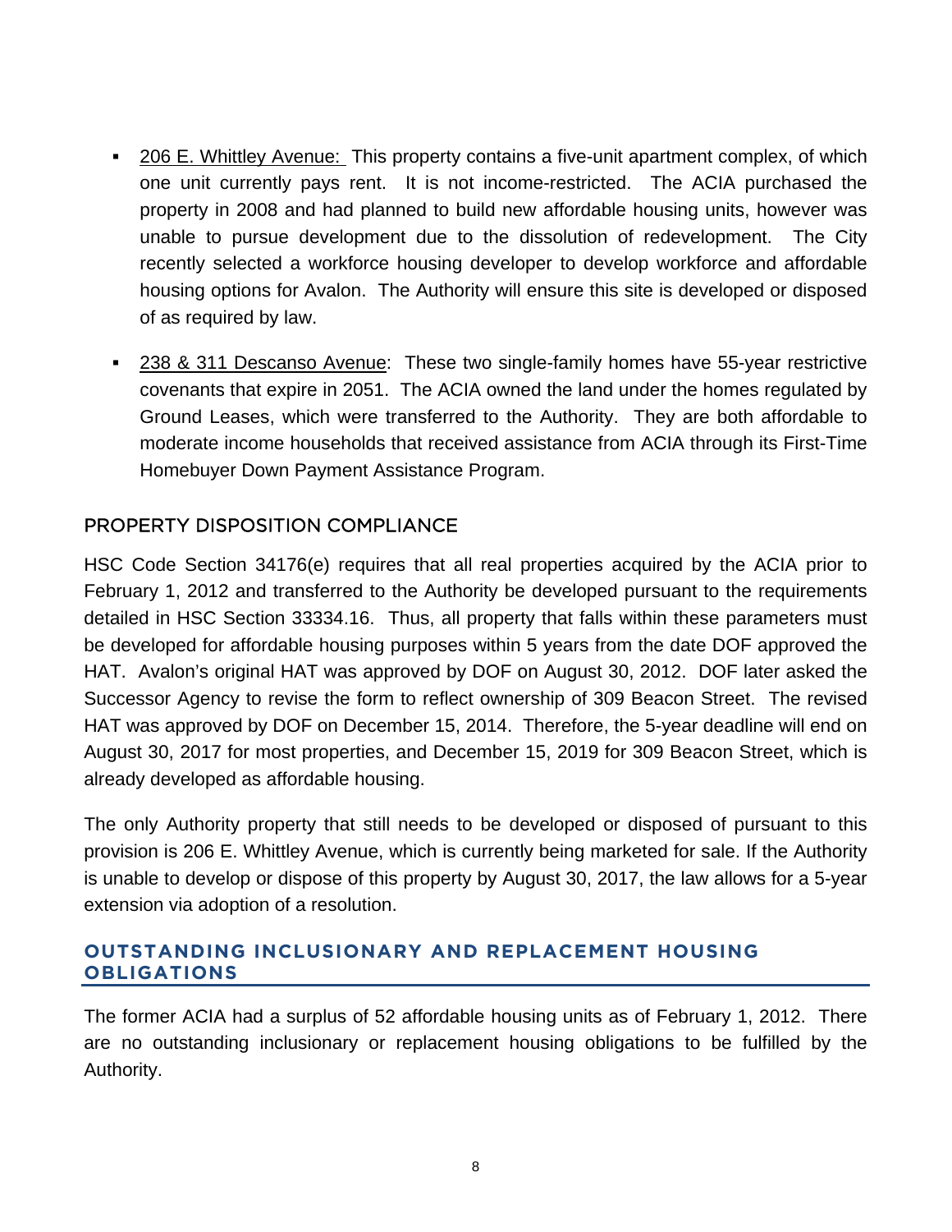- 206 E. Whittley Avenue: This property contains a five-unit apartment complex, of which one unit currently pays rent. It is not income-restricted. The ACIA purchased the property in 2008 and had planned to build new affordable housing units, however was unable to pursue development due to the dissolution of redevelopment. The City recently selected a workforce housing developer to develop workforce and affordable housing options for Avalon. The Authority will ensure this site is developed or disposed of as required by law.
- 238 & 311 Descanso Avenue: These two single-family homes have 55-year restrictive covenants that expire in 2051. The ACIA owned the land under the homes regulated by Ground Leases, which were transferred to the Authority. They are both affordable to moderate income households that received assistance from ACIA through its First-Time Homebuyer Down Payment Assistance Program.

### PROPERTY DISPOSITION COMPLIANCE

HSC Code Section 34176(e) requires that all real properties acquired by the ACIA prior to February 1, 2012 and transferred to the Authority be developed pursuant to the requirements detailed in HSC Section 33334.16. Thus, all property that falls within these parameters must be developed for affordable housing purposes within 5 years from the date DOF approved the HAT. Avalon's original HAT was approved by DOF on August 30, 2012. DOF later asked the Successor Agency to revise the form to reflect ownership of 309 Beacon Street. The revised HAT was approved by DOF on December 15, 2014. Therefore, the 5-year deadline will end on August 30, 2017 for most properties, and December 15, 2019 for 309 Beacon Street, which is already developed as affordable housing.

The only Authority property that still needs to be developed or disposed of pursuant to this provision is 206 E. Whittley Avenue, which is currently being marketed for sale. If the Authority is unable to develop or dispose of this property by August 30, 2017, the law allows for a 5-year extension via adoption of a resolution.

## OUTSTANDING INCLUSIONARY AND REPLACEMENT HOUSING OBLIGATIONS

The former ACIA had a surplus of 52 affordable housing units as of February 1, 2012. There are no outstanding inclusionary or replacement housing obligations to be fulfilled by the Authority.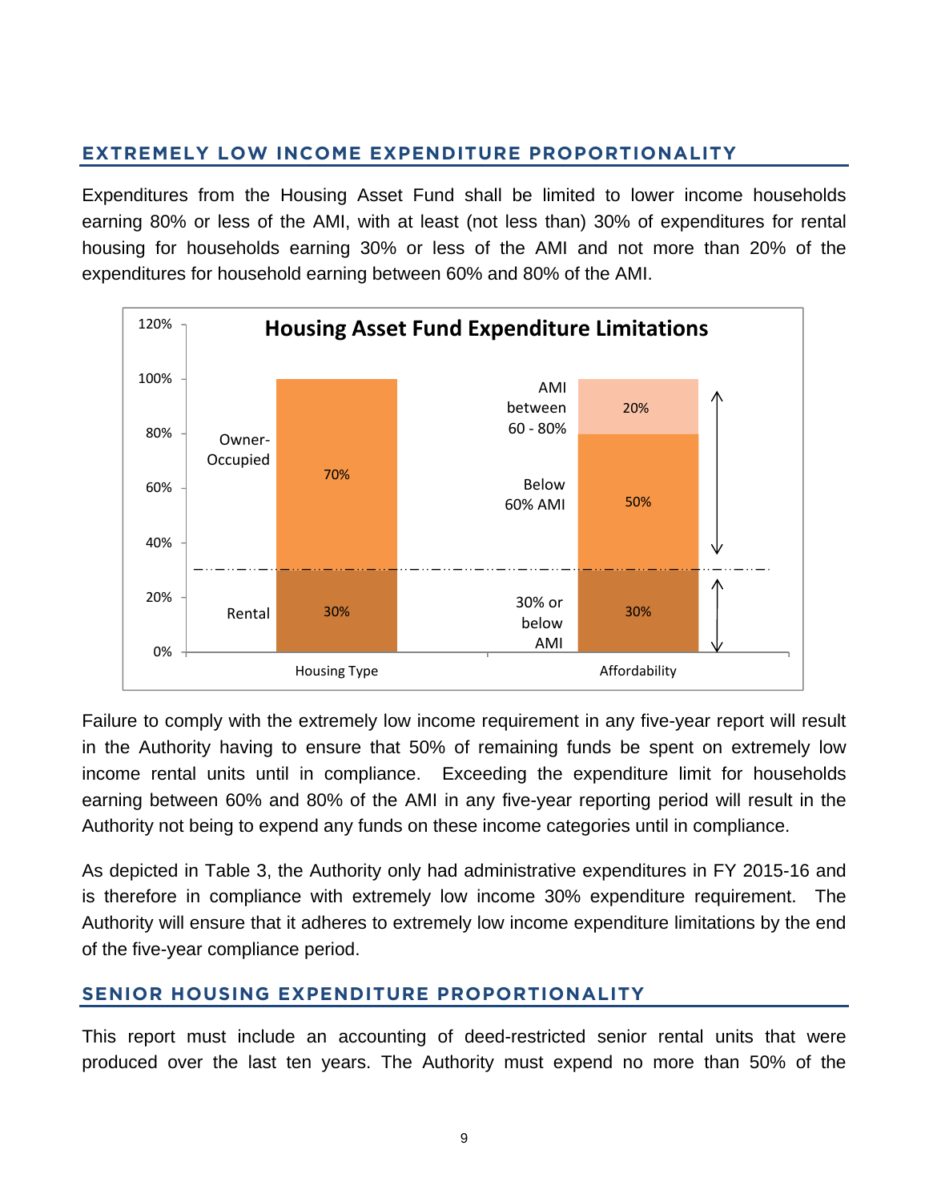## EXTREMELY LOW INCOME EXPENDITURE PROPORTIONALITY

Expenditures from the Housing Asset Fund shall be limited to lower income households earning 80% or less of the AMI, with at least (not less than) 30% of expenditures for rental housing for households earning 30% or less of the AMI and not more than 20% of the expenditures for household earning between 60% and 80% of the AMI.

**Housing Asset Fund Expenditure Limitations**

| Housing Type | | Affordability | |
|---|---|---|---|
| Owner-Occupied | 70% | AMI between 60 - 80% | 20% |
| | | Below 60% AMI | 50% |
| Rental | 30% | 30% or below AMI | 30% |

Failure to comply with the extremely low income requirement in any five-year report will result in the Authority having to ensure that 50% of remaining funds be spent on extremely low income rental units until in compliance. Exceeding the expenditure limit for households earning between 60% and 80% of the AMI in any five-year reporting period will result in the Authority not being to expend any funds on these income categories until in compliance.

As depicted in Table 3, the Authority only had administrative expenditures in FY 2015-16 and is therefore in compliance with extremely low income 30% expenditure requirement. The Authority will ensure that it adheres to extremely low income expenditure limitations by the end of the five-year compliance period.

## SENIOR HOUSING EXPENDITURE PROPORTIONALITY

This report must include an accounting of deed-restricted senior rental units that were produced over the last ten years. The Authority must expend no more than 50% of the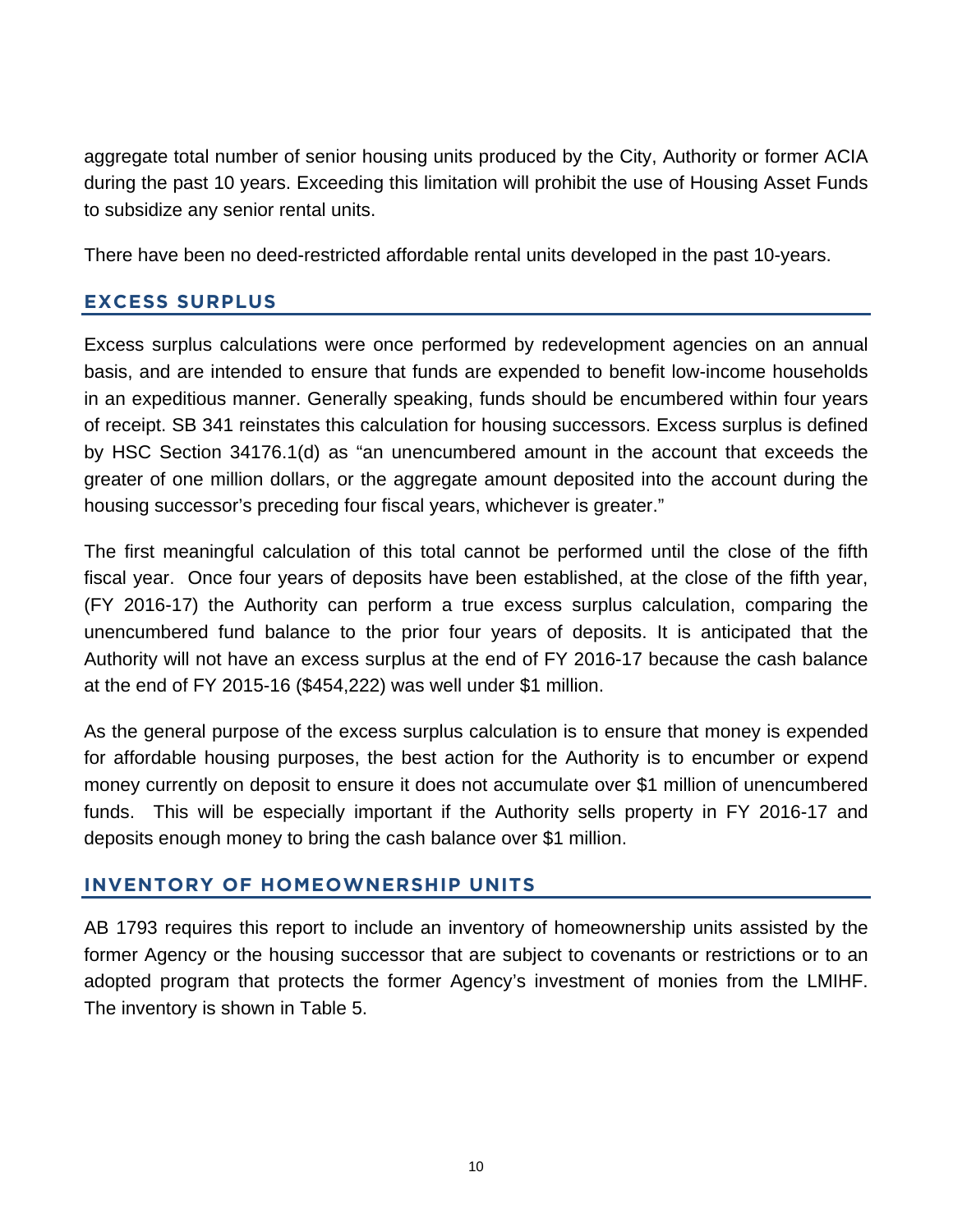aggregate total number of senior housing units produced by the City, Authority or former ACIA during the past 10 years. Exceeding this limitation will prohibit the use of Housing Asset Funds to subsidize any senior rental units.

There have been no deed-restricted affordable rental units developed in the past 10-years.

## EXCESS SURPLUS

Excess surplus calculations were once performed by redevelopment agencies on an annual basis, and are intended to ensure that funds are expended to benefit low-income households in an expeditious manner. Generally speaking, funds should be encumbered within four years of receipt. SB 341 reinstates this calculation for housing successors. Excess surplus is defined by HSC Section 34176.1(d) as "an unencumbered amount in the account that exceeds the greater of one million dollars, or the aggregate amount deposited into the account during the housing successor's preceding four fiscal years, whichever is greater."

The first meaningful calculation of this total cannot be performed until the close of the fifth fiscal year. Once four years of deposits have been established, at the close of the fifth year, (FY 2016-17) the Authority can perform a true excess surplus calculation, comparing the unencumbered fund balance to the prior four years of deposits. It is anticipated that the Authority will not have an excess surplus at the end of FY 2016-17 because the cash balance at the end of FY 2015-16 ($454,222) was well under $1 million.

As the general purpose of the excess surplus calculation is to ensure that money is expended for affordable housing purposes, the best action for the Authority is to encumber or expend money currently on deposit to ensure it does not accumulate over $1 million of unencumbered funds. This will be especially important if the Authority sells property in FY 2016-17 and deposits enough money to bring the cash balance over $1 million.

## INVENTORY OF HOMEOWNERSHIP UNITS

AB 1793 requires this report to include an inventory of homeownership units assisted by the former Agency or the housing successor that are subject to covenants or restrictions or to an adopted program that protects the former Agency's investment of monies from the LMIHF. The inventory is shown in Table 5.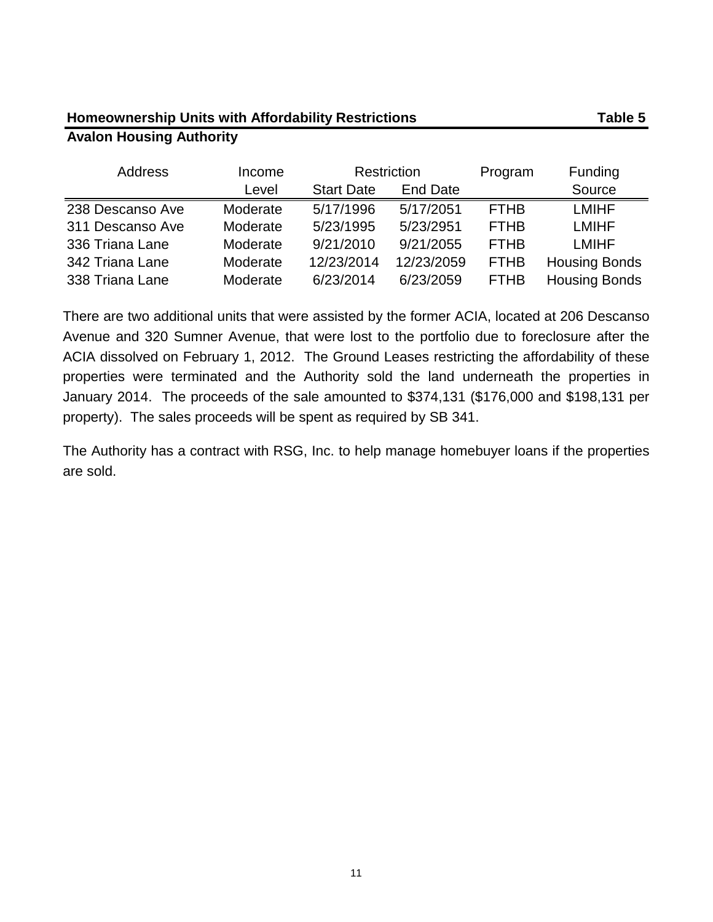**Homeownership Units with Affordability Restrictions** **Table 5**

**Avalon Housing Authority**

| Address | Income Level | Restriction Start Date | Restriction End Date | Program | Funding Source |
|---|---|---|---|---|---|
| 238 Descanso Ave | Moderate | 5/17/1996 | 5/17/2051 | FTHB | LMIHF |
| 311 Descanso Ave | Moderate | 5/23/1995 | 5/23/2951 | FTHB | LMIHF |
| 336 Triana Lane | Moderate | 9/21/2010 | 9/21/2055 | FTHB | LMIHF |
| 342 Triana Lane | Moderate | 12/23/2014 | 12/23/2059 | FTHB | Housing Bonds |
| 338 Triana Lane | Moderate | 6/23/2014 | 6/23/2059 | FTHB | Housing Bonds |

There are two additional units that were assisted by the former ACIA, located at 206 Descanso Avenue and 320 Sumner Avenue, that were lost to the portfolio due to foreclosure after the ACIA dissolved on February 1, 2012. The Ground Leases restricting the affordability of these properties were terminated and the Authority sold the land underneath the properties in January 2014. The proceeds of the sale amounted to $374,131 ($176,000 and $198,131 per property). The sales proceeds will be spent as required by SB 341.

The Authority has a contract with RSG, Inc. to help manage homebuyer loans if the properties are sold.